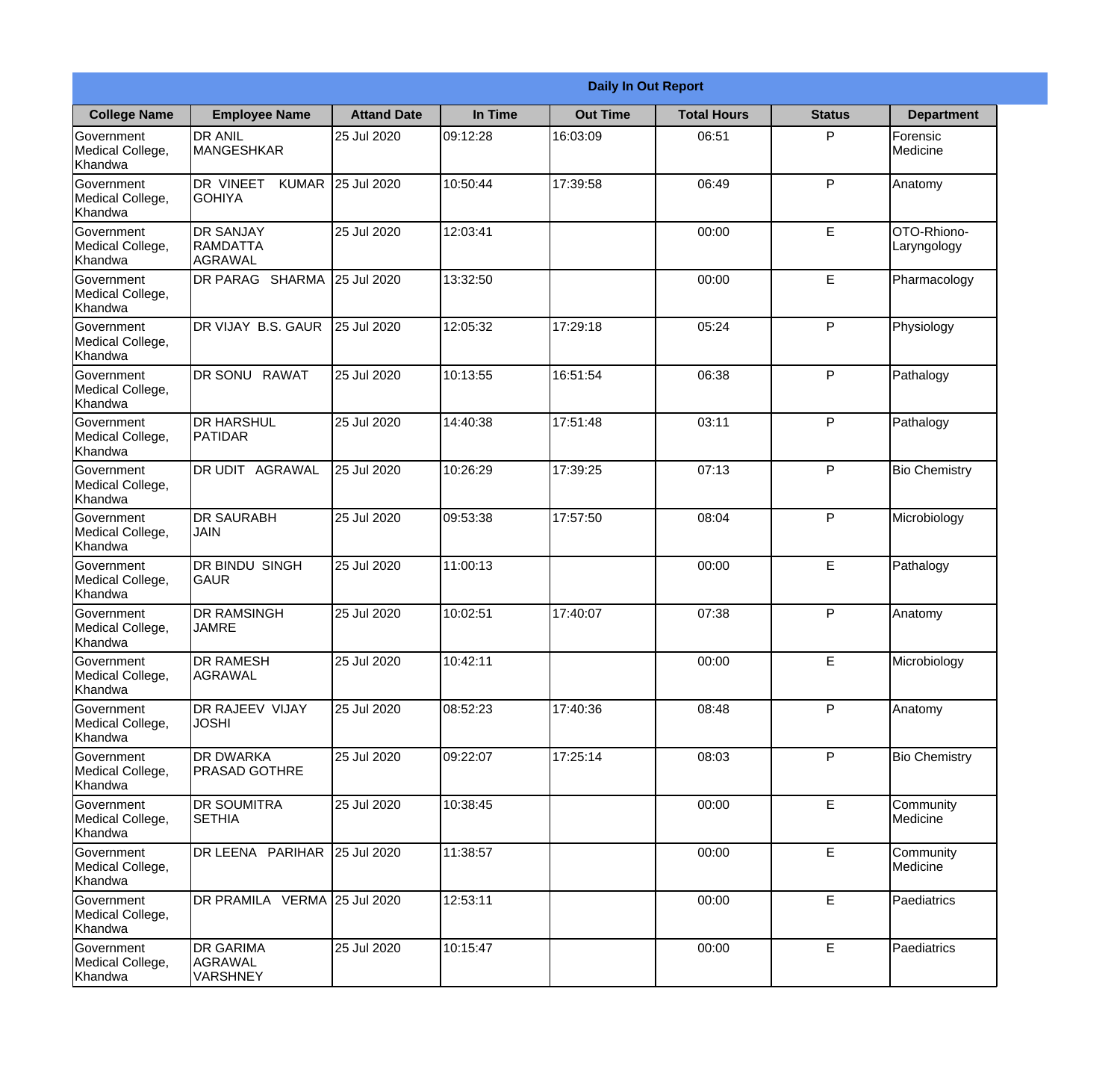**Daily In Out Report**

| College Name | Employee Name | Attand Date | In Time | Out Time | Total Hours | Status | Department |
|---|---|---|---|---|---|---|---|
| Government Medical College, Khandwa | DR ANIL MANGESHKAR | 25 Jul 2020 | 09:12:28 | 16:03:09 | 06:51 | P | Forensic Medicine |
| Government Medical College, Khandwa | DR VINEET KUMAR GOHIYA | 25 Jul 2020 | 10:50:44 | 17:39:58 | 06:49 | P | Anatomy |
| Government Medical College, Khandwa | DR SANJAY RAMDATTA AGRAWAL | 25 Jul 2020 | 12:03:41 | | 00:00 | E | OTO-Rhiono-Laryngology |
| Government Medical College, Khandwa | DR PARAG SHARMA | 25 Jul 2020 | 13:32:50 | | 00:00 | E | Pharmacology |
| Government Medical College, Khandwa | DR VIJAY B.S. GAUR | 25 Jul 2020 | 12:05:32 | 17:29:18 | 05:24 | P | Physiology |
| Government Medical College, Khandwa | DR SONU RAWAT | 25 Jul 2020 | 10:13:55 | 16:51:54 | 06:38 | P | Pathalogy |
| Government Medical College, Khandwa | DR HARSHUL PATIDAR | 25 Jul 2020 | 14:40:38 | 17:51:48 | 03:11 | P | Pathalogy |
| Government Medical College, Khandwa | DR UDIT AGRAWAL | 25 Jul 2020 | 10:26:29 | 17:39:25 | 07:13 | P | Bio Chemistry |
| Government Medical College, Khandwa | DR SAURABH JAIN | 25 Jul 2020 | 09:53:38 | 17:57:50 | 08:04 | P | Microbiology |
| Government Medical College, Khandwa | DR BINDU SINGH GAUR | 25 Jul 2020 | 11:00:13 | | 00:00 | E | Pathalogy |
| Government Medical College, Khandwa | DR RAMSINGH JAMRE | 25 Jul 2020 | 10:02:51 | 17:40:07 | 07:38 | P | Anatomy |
| Government Medical College, Khandwa | DR RAMESH AGRAWAL | 25 Jul 2020 | 10:42:11 | | 00:00 | E | Microbiology |
| Government Medical College, Khandwa | DR RAJEEV VIJAY JOSHI | 25 Jul 2020 | 08:52:23 | 17:40:36 | 08:48 | P | Anatomy |
| Government Medical College, Khandwa | DR DWARKA PRASAD GOTHRE | 25 Jul 2020 | 09:22:07 | 17:25:14 | 08:03 | P | Bio Chemistry |
| Government Medical College, Khandwa | DR SOUMITRA SETHIA | 25 Jul 2020 | 10:38:45 | | 00:00 | E | Community Medicine |
| Government Medical College, Khandwa | DR LEENA PARIHAR | 25 Jul 2020 | 11:38:57 | | 00:00 | E | Community Medicine |
| Government Medical College, Khandwa | DR PRAMILA VERMA | 25 Jul 2020 | 12:53:11 | | 00:00 | E | Paediatrics |
| Government Medical College, Khandwa | DR GARIMA AGRAWAL VARSHNEY | 25 Jul 2020 | 10:15:47 | | 00:00 | E | Paediatrics |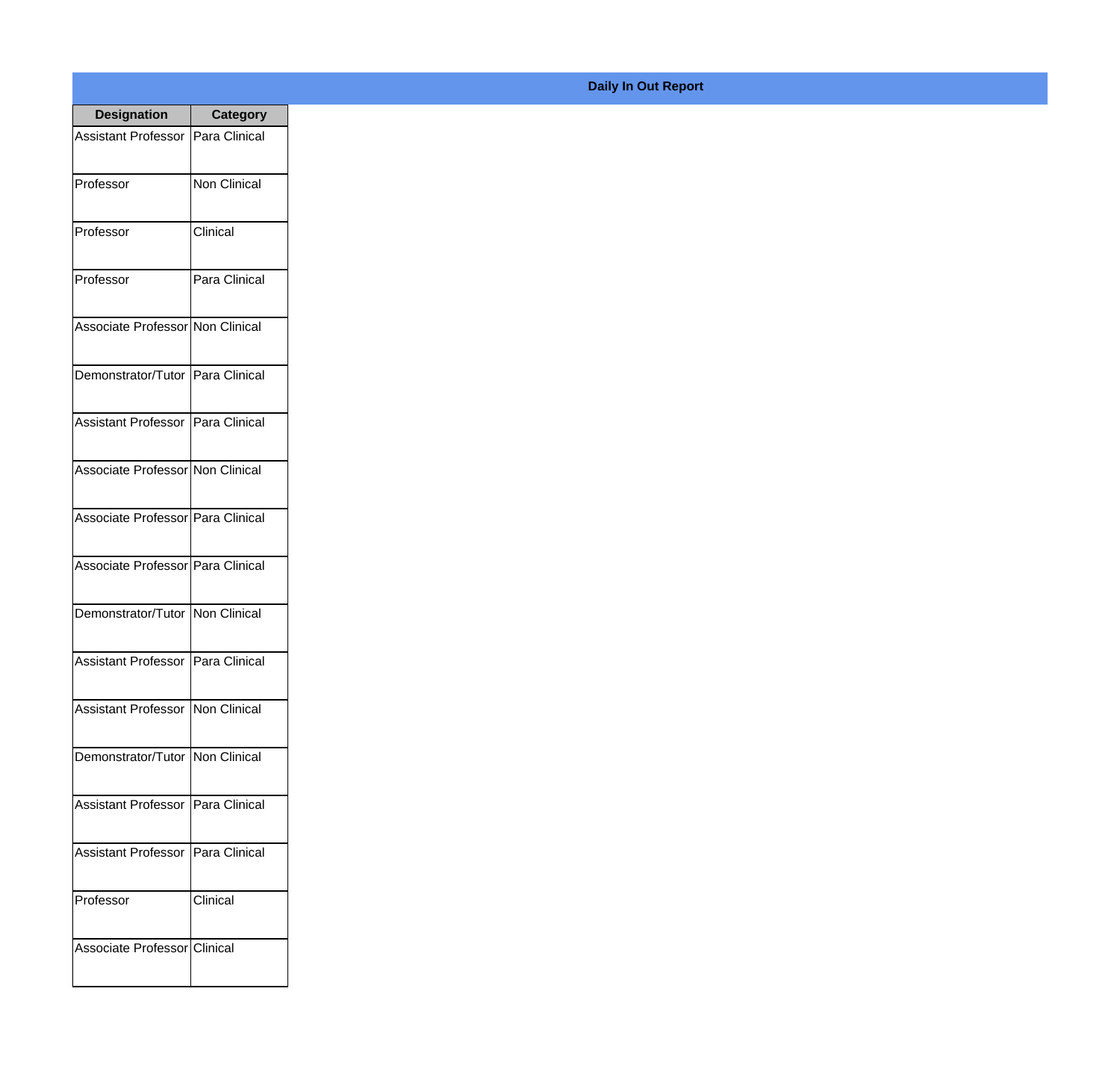**Daily In Out Report**

| Designation | Category |
| --- | --- |
| Assistant Professor | Para Clinical |
| Professor | Non Clinical |
| Professor | Clinical |
| Professor | Para Clinical |
| Associate Professor | Non Clinical |
| Demonstrator/Tutor | Para Clinical |
| Assistant Professor | Para Clinical |
| Associate Professor | Non Clinical |
| Associate Professor | Para Clinical |
| Associate Professor | Para Clinical |
| Demonstrator/Tutor | Non Clinical |
| Assistant Professor | Para Clinical |
| Assistant Professor | Non Clinical |
| Demonstrator/Tutor | Non Clinical |
| Assistant Professor | Para Clinical |
| Assistant Professor | Para Clinical |
| Professor | Clinical |
| Associate Professor | Clinical |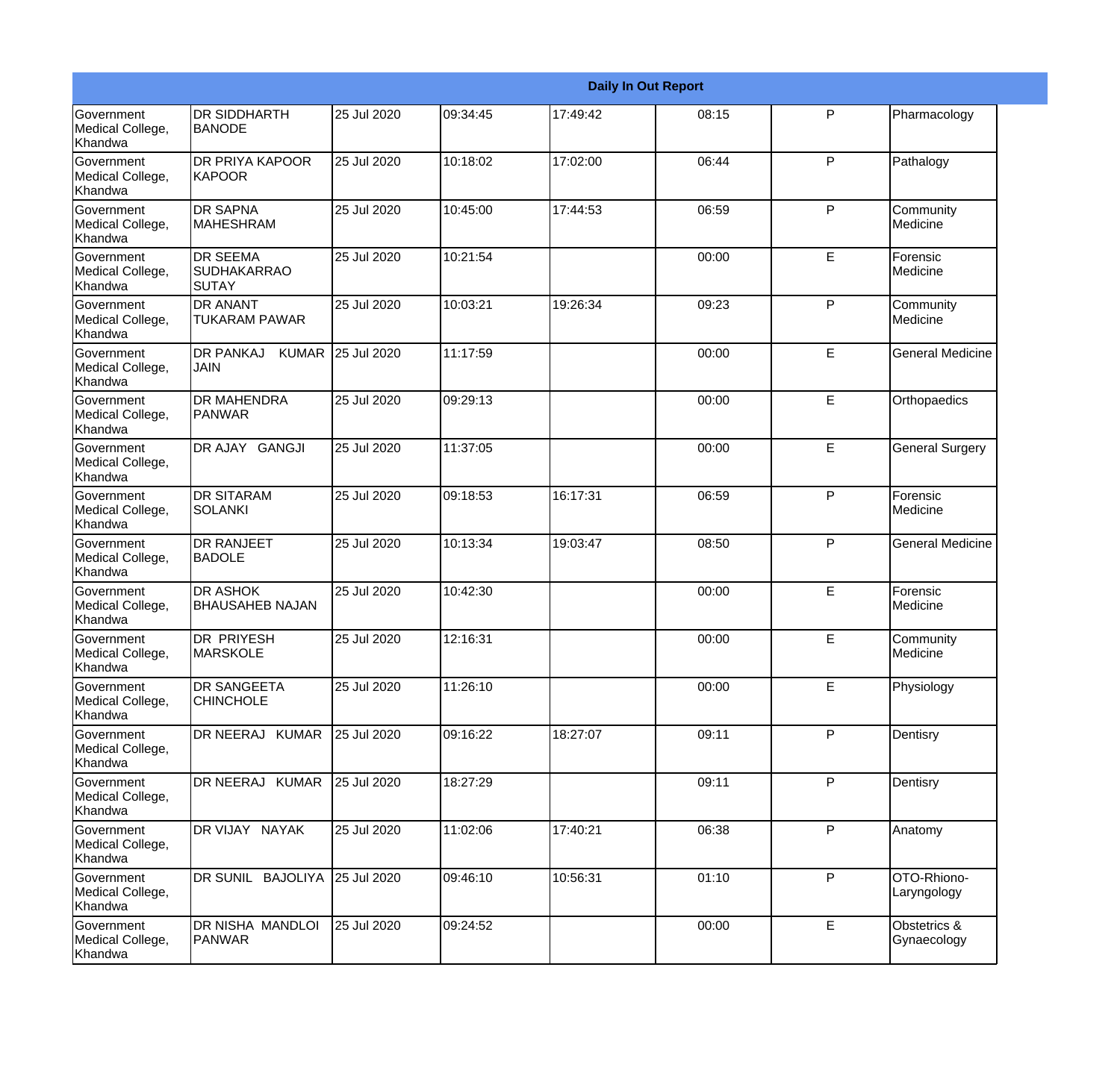| Daily In Out Report | | | | | | | |
|---|---|---|---|---|---|---|---|
| Government Medical College, Khandwa | DR SIDDHARTH BANODE | 25 Jul 2020 | 09:34:45 | 17:49:42 | 08:15 | P | Pharmacology |
| Government Medical College, Khandwa | DR PRIYA KAPOOR KAPOOR | 25 Jul 2020 | 10:18:02 | 17:02:00 | 06:44 | P | Pathalogy |
| Government Medical College, Khandwa | DR SAPNA MAHESHRAM | 25 Jul 2020 | 10:45:00 | 17:44:53 | 06:59 | P | Community Medicine |
| Government Medical College, Khandwa | DR SEEMA SUDHAKARRAO SUTAY | 25 Jul 2020 | 10:21:54 | | 00:00 | E | Forensic Medicine |
| Government Medical College, Khandwa | DR ANANT TUKARAM PAWAR | 25 Jul 2020 | 10:03:21 | 19:26:34 | 09:23 | P | Community Medicine |
| Government Medical College, Khandwa | DR PANKAJ KUMAR JAIN | 25 Jul 2020 | 11:17:59 | | 00:00 | E | General Medicine |
| Government Medical College, Khandwa | DR MAHENDRA PANWAR | 25 Jul 2020 | 09:29:13 | | 00:00 | E | Orthopaedics |
| Government Medical College, Khandwa | DR AJAY GANGJI | 25 Jul 2020 | 11:37:05 | | 00:00 | E | General Surgery |
| Government Medical College, Khandwa | DR SITARAM SOLANKI | 25 Jul 2020 | 09:18:53 | 16:17:31 | 06:59 | P | Forensic Medicine |
| Government Medical College, Khandwa | DR RANJEET BADOLE | 25 Jul 2020 | 10:13:34 | 19:03:47 | 08:50 | P | General Medicine |
| Government Medical College, Khandwa | DR ASHOK BHAUSAHEB NAJAN | 25 Jul 2020 | 10:42:30 | | 00:00 | E | Forensic Medicine |
| Government Medical College, Khandwa | DR PRIYESH MARSKOLE | 25 Jul 2020 | 12:16:31 | | 00:00 | E | Community Medicine |
| Government Medical College, Khandwa | DR SANGEETA CHINCHOLE | 25 Jul 2020 | 11:26:10 | | 00:00 | E | Physiology |
| Government Medical College, Khandwa | DR NEERAJ KUMAR | 25 Jul 2020 | 09:16:22 | 18:27:07 | 09:11 | P | Dentisry |
| Government Medical College, Khandwa | DR NEERAJ KUMAR | 25 Jul 2020 | 18:27:29 | | 09:11 | P | Dentisry |
| Government Medical College, Khandwa | DR VIJAY NAYAK | 25 Jul 2020 | 11:02:06 | 17:40:21 | 06:38 | P | Anatomy |
| Government Medical College, Khandwa | DR SUNIL BAJOLIYA | 25 Jul 2020 | 09:46:10 | 10:56:31 | 01:10 | P | OTO-Rhiono-Laryngology |
| Government Medical College, Khandwa | DR NISHA MANDLOI PANWAR | 25 Jul 2020 | 09:24:52 | | 00:00 | E | Obstetrics & Gynaecology |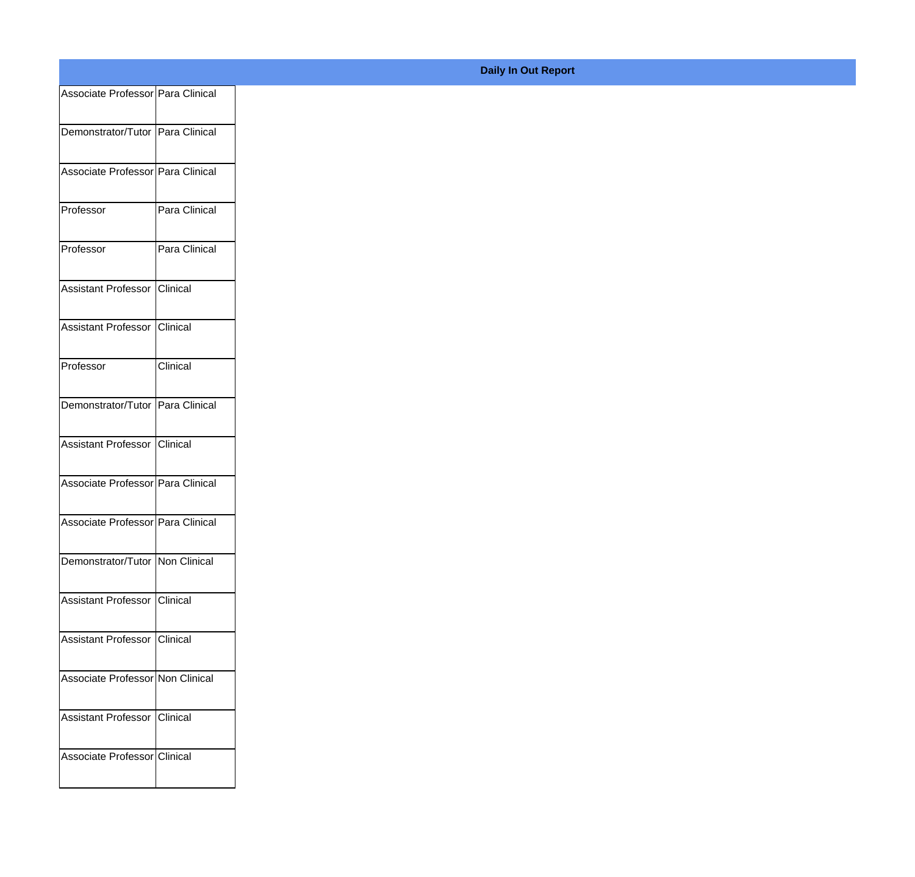**Daily In Out Report**

| | |
|---|---|
| Associate Professor | Para Clinical |
| Demonstrator/Tutor | Para Clinical |
| Associate Professor | Para Clinical |
| Professor | Para Clinical |
| Professor | Para Clinical |
| Assistant Professor | Clinical |
| Assistant Professor | Clinical |
| Professor | Clinical |
| Demonstrator/Tutor | Para Clinical |
| Assistant Professor | Clinical |
| Associate Professor | Para Clinical |
| Associate Professor | Para Clinical |
| Demonstrator/Tutor | Non Clinical |
| Assistant Professor | Clinical |
| Assistant Professor | Clinical |
| Associate Professor | Non Clinical |
| Assistant Professor | Clinical |
| Associate Professor | Clinical |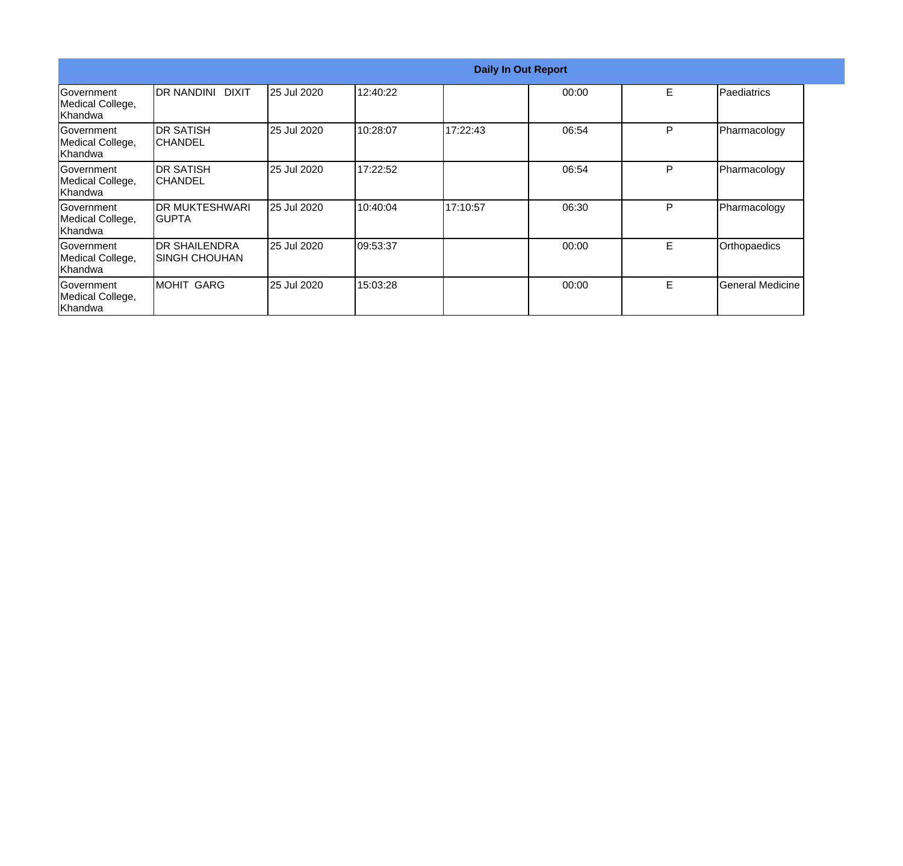| Daily In Out Report | | | | | | | |
|---|---|---|---|---|---|---|---|
| Government Medical College, Khandwa | DR NANDINI DIXIT | 25 Jul 2020 | 12:40:22 | | 00:00 | E | Paediatrics |
| Government Medical College, Khandwa | DR SATISH CHANDEL | 25 Jul 2020 | 10:28:07 | 17:22:43 | 06:54 | P | Pharmacology |
| Government Medical College, Khandwa | DR SATISH CHANDEL | 25 Jul 2020 | 17:22:52 | | 06:54 | P | Pharmacology |
| Government Medical College, Khandwa | DR MUKTESHWARI GUPTA | 25 Jul 2020 | 10:40:04 | 17:10:57 | 06:30 | P | Pharmacology |
| Government Medical College, Khandwa | DR SHAILENDRA SINGH CHOUHAN | 25 Jul 2020 | 09:53:37 | | 00:00 | E | Orthopaedics |
| Government Medical College, Khandwa | MOHIT GARG | 25 Jul 2020 | 15:03:28 | | 00:00 | E | General Medicine |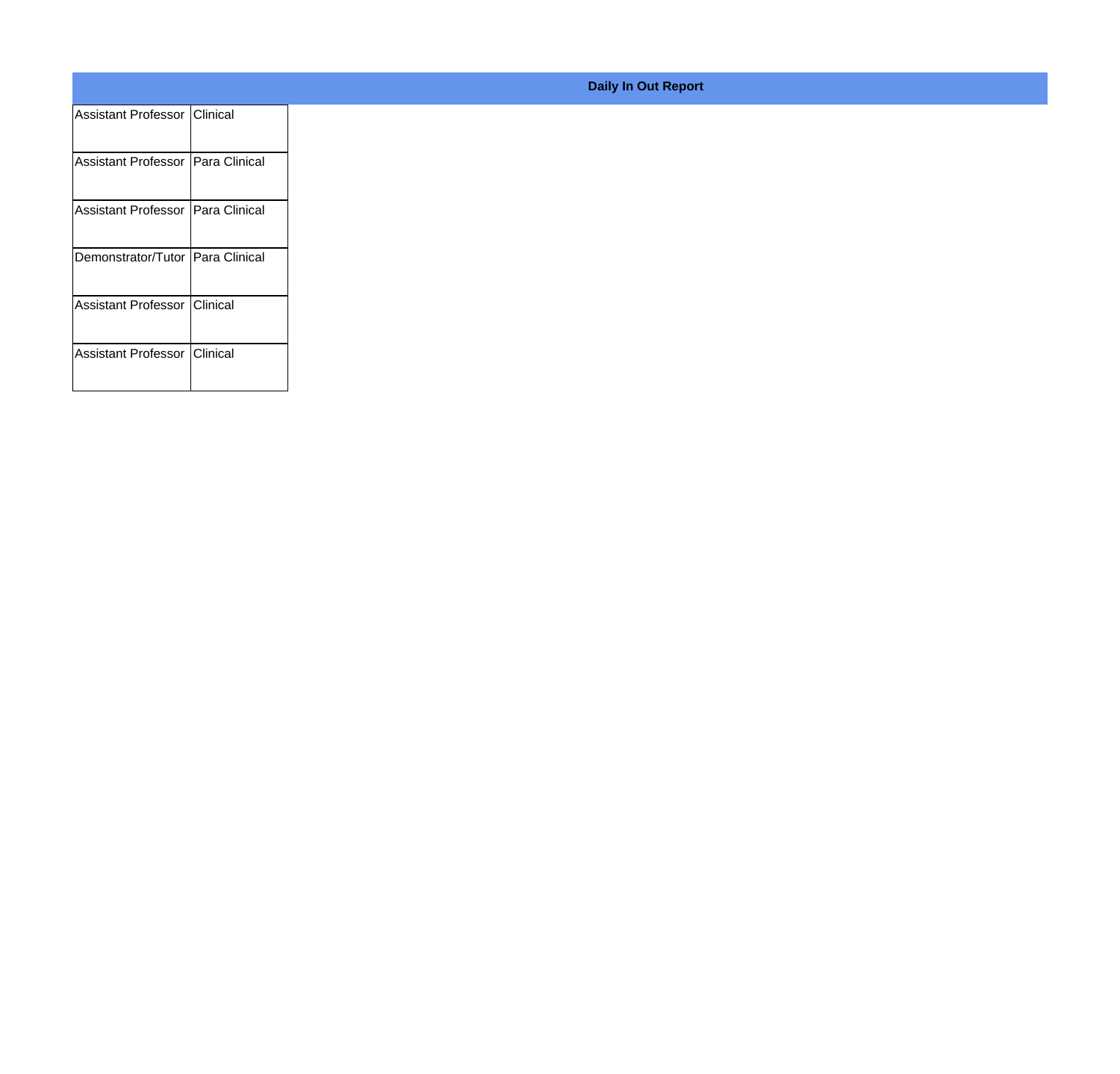**Daily In Out Report**

| | |
|---|---|
| Assistant Professor | Clinical |
| Assistant Professor | Para Clinical |
| Assistant Professor | Para Clinical |
| Demonstrator/Tutor | Para Clinical |
| Assistant Professor | Clinical |
| Assistant Professor | Clinical |